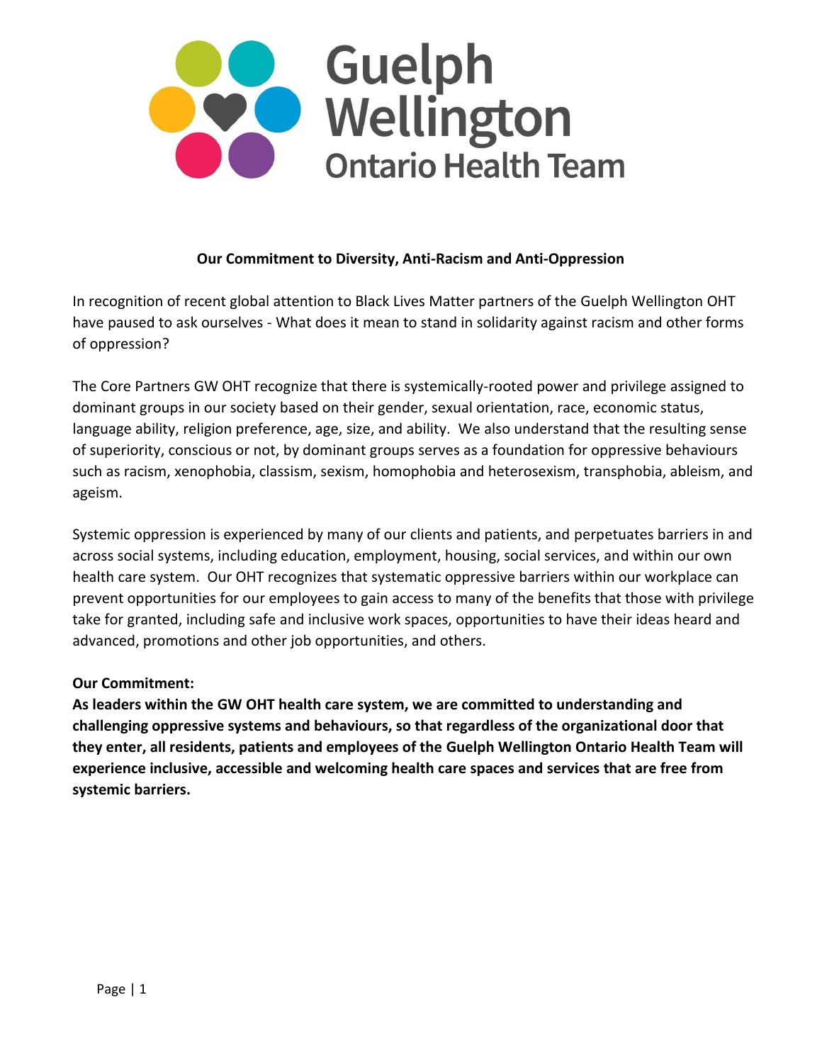# Guelph Wellington Ontario Health Team

## Our Commitment to Diversity, Anti-Racism and Anti-Oppression

In recognition of recent global attention to Black Lives Matter partners of the Guelph Wellington OHT have paused to ask ourselves - What does it mean to stand in solidarity against racism and other forms of oppression?

The Core Partners GW OHT recognize that there is systemically-rooted power and privilege assigned to dominant groups in our society based on their gender, sexual orientation, race, economic status, language ability, religion preference, age, size, and ability. We also understand that the resulting sense of superiority, conscious or not, by dominant groups serves as a foundation for oppressive behaviours such as racism, xenophobia, classism, sexism, homophobia and heterosexism, transphobia, ableism, and ageism.

Systemic oppression is experienced by many of our clients and patients, and perpetuates barriers in and across social systems, including education, employment, housing, social services, and within our own health care system. Our OHT recognizes that systematic oppressive barriers within our workplace can prevent opportunities for our employees to gain access to many of the benefits that those with privilege take for granted, including safe and inclusive work spaces, opportunities to have their ideas heard and advanced, promotions and other job opportunities, and others.

**Our Commitment:**
**As leaders within the GW OHT health care system, we are committed to understanding and challenging oppressive systems and behaviours, so that regardless of the organizational door that they enter, all residents, patients and employees of the Guelph Wellington Ontario Health Team will experience inclusive, accessible and welcoming health care spaces and services that are free from systemic barriers.**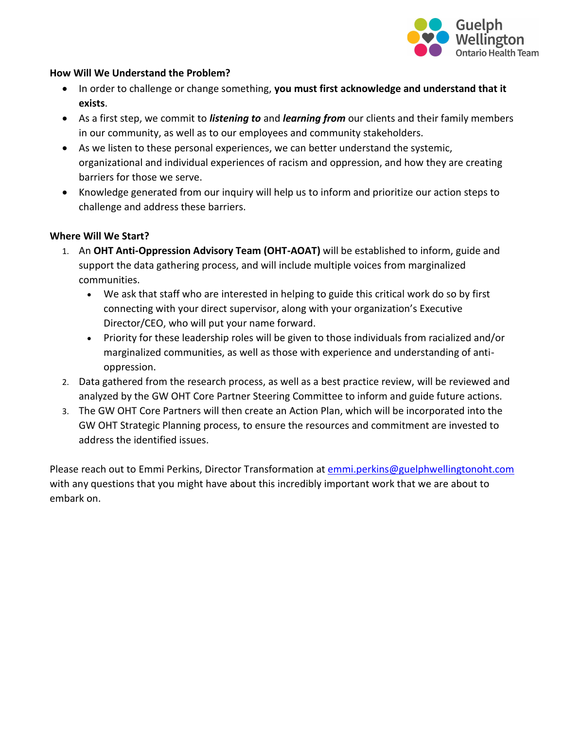**How Will We Understand the Problem?**

- In order to challenge or change something, **you must first acknowledge and understand that it exists**.
- As a first step, we commit to ***listening to*** and ***learning from*** our clients and their family members in our community, as well as to our employees and community stakeholders.
- As we listen to these personal experiences, we can better understand the systemic, organizational and individual experiences of racism and oppression, and how they are creating barriers for those we serve.
- Knowledge generated from our inquiry will help us to inform and prioritize our action steps to challenge and address these barriers.

**Where Will We Start?**

1. An **OHT Anti-Oppression Advisory Team (OHT-AOAT)** will be established to inform, guide and support the data gathering process, and will include multiple voices from marginalized communities.
   - We ask that staff who are interested in helping to guide this critical work do so by first connecting with your direct supervisor, along with your organization's Executive Director/CEO, who will put your name forward.
   - Priority for these leadership roles will be given to those individuals from racialized and/or marginalized communities, as well as those with experience and understanding of anti-oppression.
2. Data gathered from the research process, as well as a best practice review, will be reviewed and analyzed by the GW OHT Core Partner Steering Committee to inform and guide future actions.
3. The GW OHT Core Partners will then create an Action Plan, which will be incorporated into the GW OHT Strategic Planning process, to ensure the resources and commitment are invested to address the identified issues.

Please reach out to Emmi Perkins, Director Transformation at emmi.perkins@guelphwellingtonoht.com with any questions that you might have about this incredibly important work that we are about to embark on.